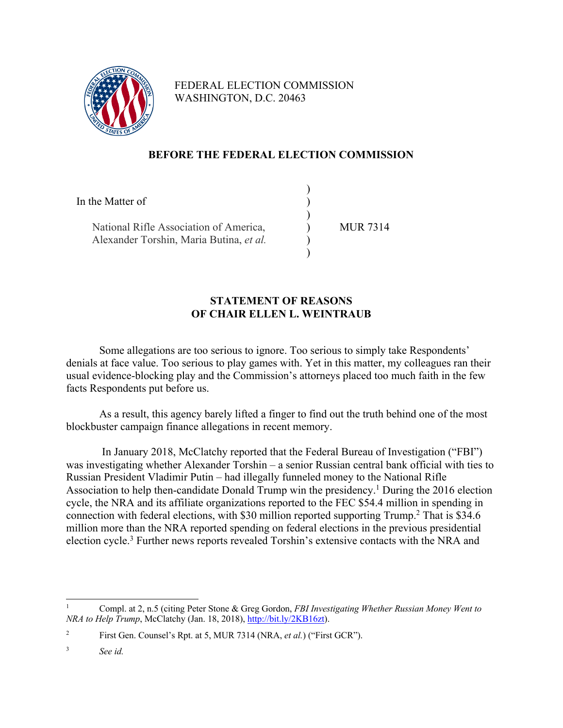FEDERAL ELECTION COMMISSION
WASHINGTON, D.C. 20463

## BEFORE THE FEDERAL ELECTION COMMISSION

| | | |
|---|---|---|
| In the Matter of | ) | |
| | ) | |
| National Rifle Association of America, Alexander Torshin, Maria Butina, *et al.* | ) | MUR 7314 |
| | ) | |

## STATEMENT OF REASONS
## OF CHAIR ELLEN L. WEINTRAUB

Some allegations are too serious to ignore. Too serious to simply take Respondents' denials at face value. Too serious to play games with. Yet in this matter, my colleagues ran their usual evidence-blocking play and the Commission's attorneys placed too much faith in the few facts Respondents put before us.

As a result, this agency barely lifted a finger to find out the truth behind one of the most blockbuster campaign finance allegations in recent memory.

In January 2018, McClatchy reported that the Federal Bureau of Investigation ("FBI") was investigating whether Alexander Torshin – a senior Russian central bank official with ties to Russian President Vladimir Putin – had illegally funneled money to the National Rifle Association to help then-candidate Donald Trump win the presidency.[1] During the 2016 election cycle, the NRA and its affiliate organizations reported to the FEC $54.4 million in spending in connection with federal elections, with $30 million reported supporting Trump.[2] That is $34.6 million more than the NRA reported spending on federal elections in the previous presidential election cycle.[3] Further news reports revealed Torshin's extensive contacts with the NRA and

---

[1] Compl. at 2, n.5 (citing Peter Stone & Greg Gordon, *FBI Investigating Whether Russian Money Went to NRA to Help Trump*, McClatchy (Jan. 18, 2018), http://bit.ly/2KB16zt).

[2] First Gen. Counsel's Rpt. at 5, MUR 7314 (NRA, *et al.*) ("First GCR").

[3] *See id.*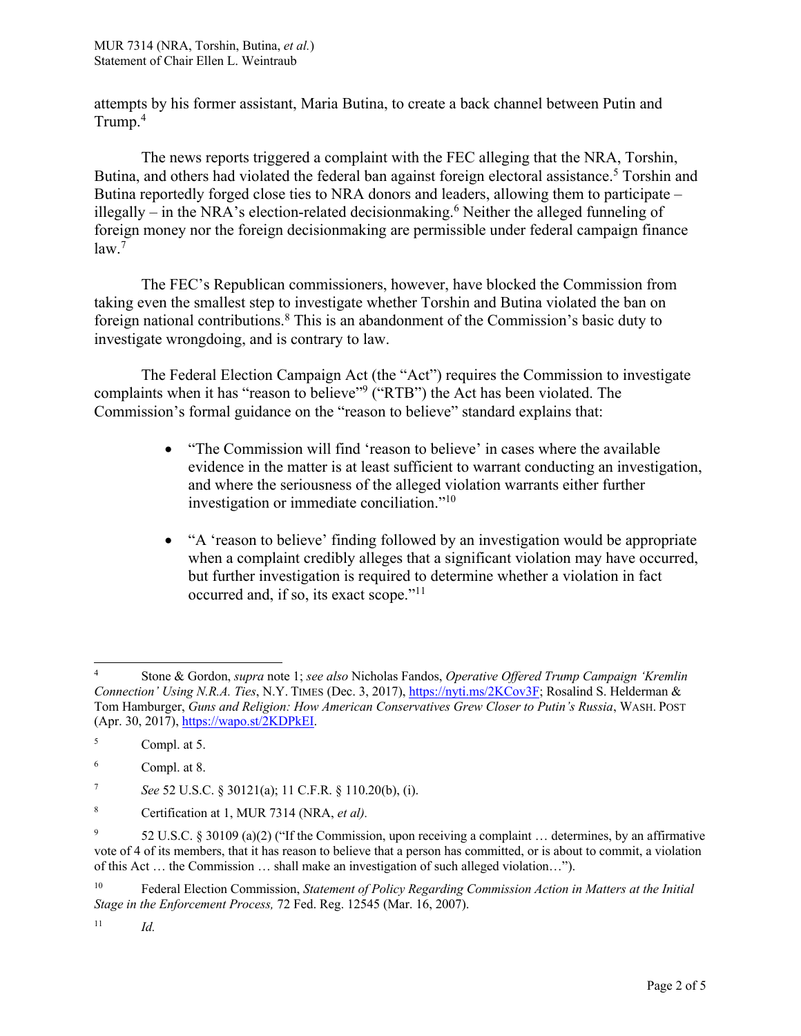attempts by his former assistant, Maria Butina, to create a back channel between Putin and Trump.[4]

The news reports triggered a complaint with the FEC alleging that the NRA, Torshin, Butina, and others had violated the federal ban against foreign electoral assistance.[5] Torshin and Butina reportedly forged close ties to NRA donors and leaders, allowing them to participate – illegally – in the NRA's election-related decisionmaking.[6] Neither the alleged funneling of foreign money nor the foreign decisionmaking are permissible under federal campaign finance law.[7]

The FEC's Republican commissioners, however, have blocked the Commission from taking even the smallest step to investigate whether Torshin and Butina violated the ban on foreign national contributions.[8] This is an abandonment of the Commission's basic duty to investigate wrongdoing, and is contrary to law.

The Federal Election Campaign Act (the "Act") requires the Commission to investigate complaints when it has "reason to believe"[9] ("RTB") the Act has been violated. The Commission's formal guidance on the "reason to believe" standard explains that:

- "The Commission will find 'reason to believe' in cases where the available evidence in the matter is at least sufficient to warrant conducting an investigation, and where the seriousness of the alleged violation warrants either further investigation or immediate conciliation."[10]

- "A 'reason to believe' finding followed by an investigation would be appropriate when a complaint credibly alleges that a significant violation may have occurred, but further investigation is required to determine whether a violation in fact occurred and, if so, its exact scope."[11]

---

[4] Stone & Gordon, *supra* note 1; *see also* Nicholas Fandos, *Operative Offered Trump Campaign 'Kremlin Connection' Using N.R.A. Ties*, N.Y. TIMES (Dec. 3, 2017), https://nyti.ms/2KCov3F; Rosalind S. Helderman & Tom Hamburger, *Guns and Religion: How American Conservatives Grew Closer to Putin's Russia*, WASH. POST (Apr. 30, 2017), https://wapo.st/2KDPkEI.

[5] Compl. at 5.

[6] Compl. at 8.

[7] *See* 52 U.S.C. § 30121(a); 11 C.F.R. § 110.20(b), (i).

[8] Certification at 1, MUR 7314 (NRA, *et al).*

[9] 52 U.S.C. § 30109 (a)(2) ("If the Commission, upon receiving a complaint … determines, by an affirmative vote of 4 of its members, that it has reason to believe that a person has committed, or is about to commit, a violation of this Act … the Commission … shall make an investigation of such alleged violation…").

[10] Federal Election Commission, *Statement of Policy Regarding Commission Action in Matters at the Initial Stage in the Enforcement Process,* 72 Fed. Reg. 12545 (Mar. 16, 2007).

[11] *Id.*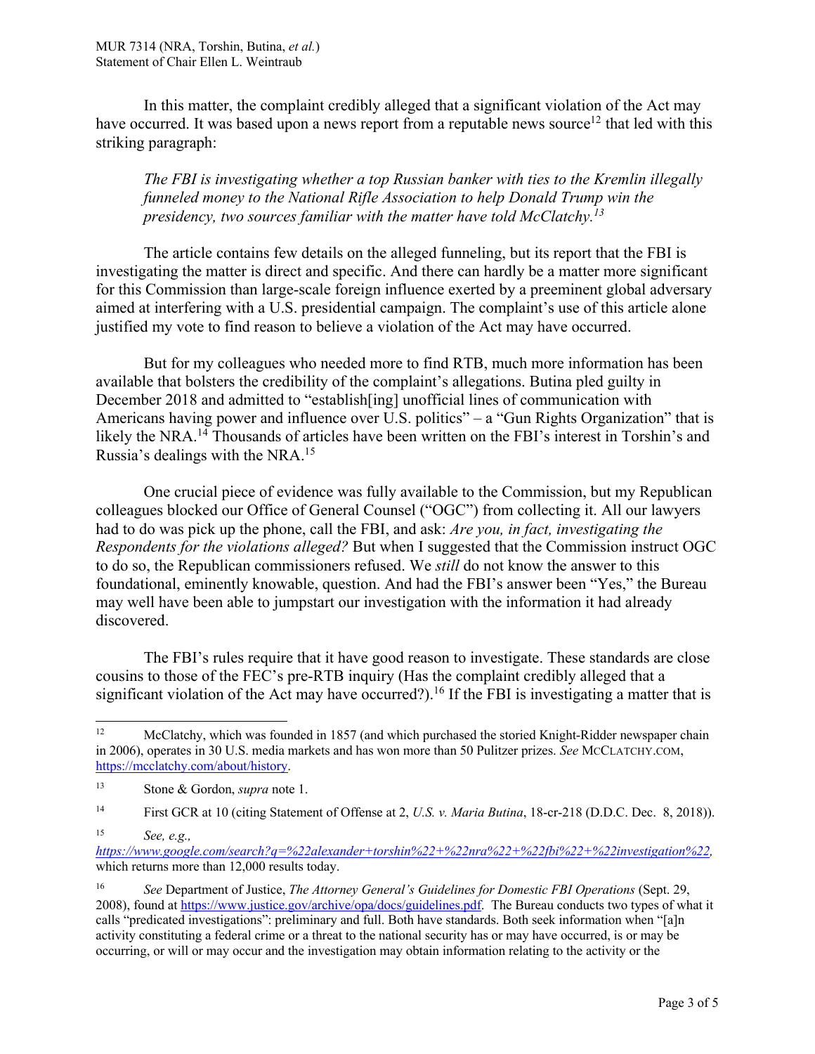In this matter, the complaint credibly alleged that a significant violation of the Act may have occurred. It was based upon a news report from a reputable news source[12] that led with this striking paragraph:

> *The FBI is investigating whether a top Russian banker with ties to the Kremlin illegally funneled money to the National Rifle Association to help Donald Trump win the presidency, two sources familiar with the matter have told McClatchy.*[13]

The article contains few details on the alleged funneling, but its report that the FBI is investigating the matter is direct and specific. And there can hardly be a matter more significant for this Commission than large-scale foreign influence exerted by a preeminent global adversary aimed at interfering with a U.S. presidential campaign. The complaint's use of this article alone justified my vote to find reason to believe a violation of the Act may have occurred.

But for my colleagues who needed more to find RTB, much more information has been available that bolsters the credibility of the complaint's allegations. Butina pled guilty in December 2018 and admitted to "establish[ing] unofficial lines of communication with Americans having power and influence over U.S. politics" – a "Gun Rights Organization" that is likely the NRA.[14] Thousands of articles have been written on the FBI's interest in Torshin's and Russia's dealings with the NRA.[15]

One crucial piece of evidence was fully available to the Commission, but my Republican colleagues blocked our Office of General Counsel ("OGC") from collecting it. All our lawyers had to do was pick up the phone, call the FBI, and ask: *Are you, in fact, investigating the Respondents for the violations alleged?* But when I suggested that the Commission instruct OGC to do so, the Republican commissioners refused. We *still* do not know the answer to this foundational, eminently knowable, question. And had the FBI's answer been "Yes," the Bureau may well have been able to jumpstart our investigation with the information it had already discovered.

The FBI's rules require that it have good reason to investigate. These standards are close cousins to those of the FEC's pre-RTB inquiry (Has the complaint credibly alleged that a significant violation of the Act may have occurred?).[16] If the FBI is investigating a matter that is

---

[12] McClatchy, which was founded in 1857 (and which purchased the storied Knight-Ridder newspaper chain in 2006), operates in 30 U.S. media markets and has won more than 50 Pulitzer prizes. *See* MCCLATCHY.COM, https://mcclatchy.com/about/history.

[13] Stone & Gordon, *supra* note 1.

[14] First GCR at 10 (citing Statement of Offense at 2, *U.S. v. Maria Butina*, 18-cr-218 (D.D.C. Dec. 8, 2018)).

[15] *See, e.g.,* *https://www.google.com/search?q=%22alexander+torshin%22+%22nra%22+%22fbi%22+%22investigation%22,* which returns more than 12,000 results today.

[16] *See* Department of Justice, *The Attorney General's Guidelines for Domestic FBI Operations* (Sept. 29, 2008), found at https://www.justice.gov/archive/opa/docs/guidelines.pdf. The Bureau conducts two types of what it calls "predicated investigations": preliminary and full. Both have standards. Both seek information when "[a]n activity constituting a federal crime or a threat to the national security has or may have occurred, is or may be occurring, or will or may occur and the investigation may obtain information relating to the activity or the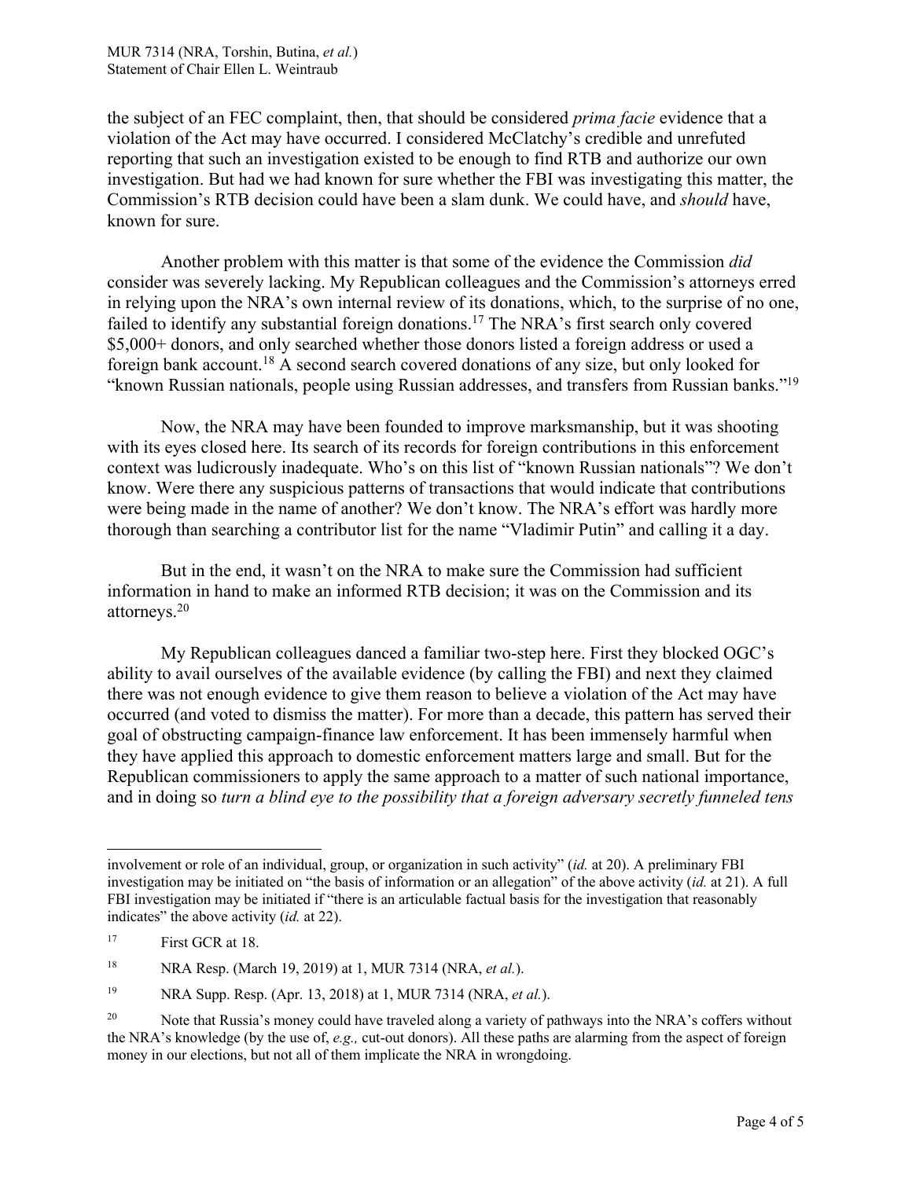the subject of an FEC complaint, then, that should be considered *prima facie* evidence that a violation of the Act may have occurred. I considered McClatchy's credible and unrefuted reporting that such an investigation existed to be enough to find RTB and authorize our own investigation. But had we known for sure whether the FBI was investigating this matter, the Commission's RTB decision could have been a slam dunk. We could have, and *should* have, known for sure.

Another problem with this matter is that some of the evidence the Commission *did* consider was severely lacking. My Republican colleagues and the Commission's attorneys erred in relying upon the NRA's own internal review of its donations, which, to the surprise of no one, failed to identify any substantial foreign donations.[17] The NRA's first search only covered $5,000+ donors, and only searched whether those donors listed a foreign address or used a foreign bank account.[18] A second search covered donations of any size, but only looked for "known Russian nationals, people using Russian addresses, and transfers from Russian banks."[19]

Now, the NRA may have been founded to improve marksmanship, but it was shooting with its eyes closed here. Its search of its records for foreign contributions in this enforcement context was ludicrously inadequate. Who's on this list of "known Russian nationals"? We don't know. Were there any suspicious patterns of transactions that would indicate that contributions were being made in the name of another? We don't know. The NRA's effort was hardly more thorough than searching a contributor list for the name "Vladimir Putin" and calling it a day.

But in the end, it wasn't on the NRA to make sure the Commission had sufficient information in hand to make an informed RTB decision; it was on the Commission and its attorneys.[20]

My Republican colleagues danced a familiar two-step here. First they blocked OGC's ability to avail ourselves of the available evidence (by calling the FBI) and next they claimed there was not enough evidence to give them reason to believe a violation of the Act may have occurred (and voted to dismiss the matter). For more than a decade, this pattern has served their goal of obstructing campaign-finance law enforcement. It has been immensely harmful when they have applied this approach to domestic enforcement matters large and small. But for the Republican commissioners to apply the same approach to a matter of such national importance, and in doing so *turn a blind eye to the possibility that a foreign adversary secretly funneled tens*

---

involvement or role of an individual, group, or organization in such activity" (*id.* at 20). A preliminary FBI investigation may be initiated on "the basis of information or an allegation" of the above activity (*id.* at 21). A full FBI investigation may be initiated if "there is an articulable factual basis for the investigation that reasonably indicates" the above activity (*id.* at 22).

[17] First GCR at 18.

[18] NRA Resp. (March 19, 2019) at 1, MUR 7314 (NRA, *et al.*).

[19] NRA Supp. Resp. (Apr. 13, 2018) at 1, MUR 7314 (NRA, *et al.*).

[20] Note that Russia's money could have traveled along a variety of pathways into the NRA's coffers without the NRA's knowledge (by the use of, *e.g.,* cut-out donors). All these paths are alarming from the aspect of foreign money in our elections, but not all of them implicate the NRA in wrongdoing.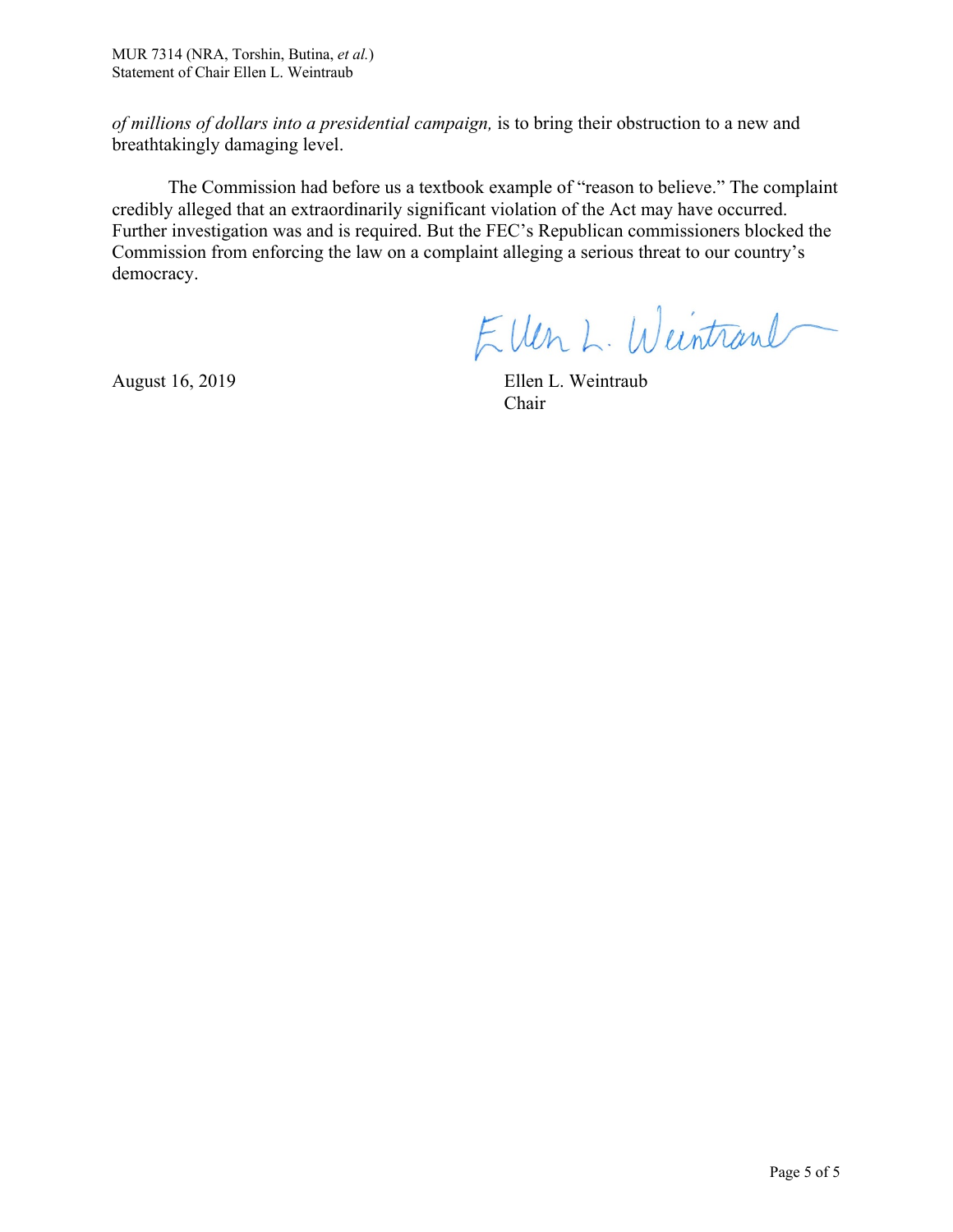*of millions of dollars into a presidential campaign,* is to bring their obstruction to a new and breathtakingly damaging level.

The Commission had before us a textbook example of "reason to believe." The complaint credibly alleged that an extraordinarily significant violation of the Act may have occurred. Further investigation was and is required. But the FEC's Republican commissioners blocked the Commission from enforcing the law on a complaint alleging a serious threat to our country's democracy.

August 16, 2019

Ellen L. Weintraub
Chair